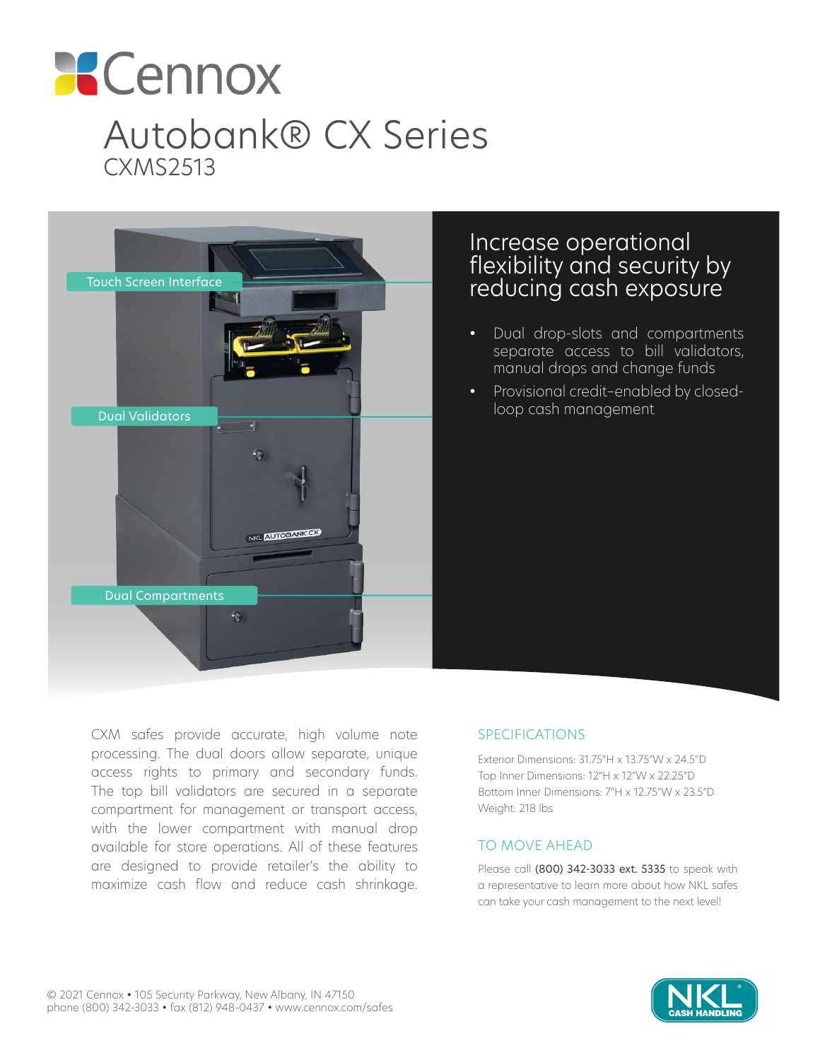# Cennox

## Autobank® CX Series

CXMS2513

Touch Screen Interface

Dual Validators

Dual Compartments

## Increase operational flexibility and security by reducing cash exposure

- Dual drop-slots and compartments separate access to bill validators, manual drops and change funds
- Provisional credit-enabled by closed-loop cash management

CXM safes provide accurate, high volume note processing. The dual doors allow separate, unique access rights to primary and secondary funds. The top bill validators are secured in a separate compartment for management or transport access, with the lower compartment with manual drop available for store operations. All of these features are designed to provide retailer's the ability to maximize cash flow and reduce cash shrinkage.

### SPECIFICATIONS

Exterior Dimensions: 31.75"H x 13.75"W x 24.5"D
Top Inner Dimensions: 12"H x 12"W x 22.25"D
Bottom Inner Dimensions: 7"H x 12.75"W x 23.5"D
Weight: 218 lbs

### TO MOVE AHEAD

Please call (800) 342-3033 ext. 5335 to speak with a representative to learn more about how NKL safes can take your cash management to the next level!

© 2021 Cennox • 105 Security Parkway, New Albany, IN 47150
phone (800) 342-3033 • fax (812) 948-0437 • www.cennox.com/safes

NKL® CASH HANDLING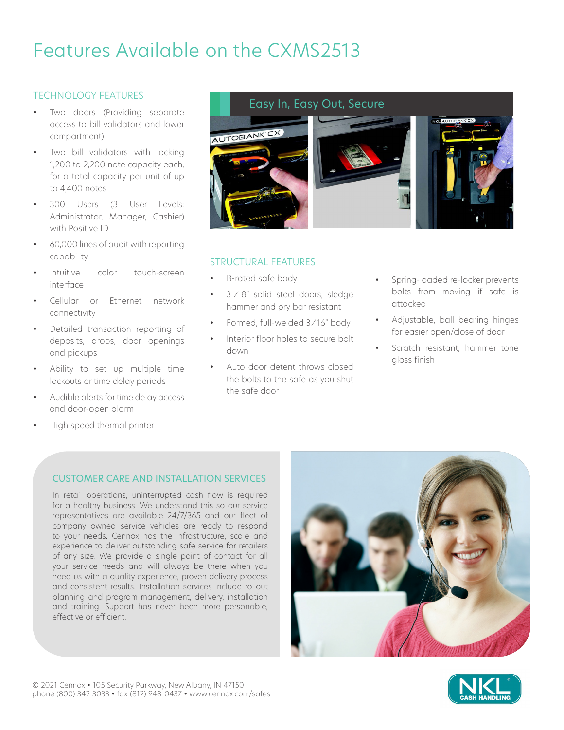# Features Available on the CXMS2513

## TECHNOLOGY FEATURES

- Two doors (Providing separate access to bill validators and lower compartment)
- Two bill validators with locking 1,200 to 2,200 note capacity each, for a total capacity per unit of up to 4,400 notes
- 300 Users (3 User Levels: Administrator, Manager, Cashier) with Positive ID
- 60,000 lines of audit with reporting capability
- Intuitive color touch-screen interface
- Cellular or Ethernet network connectivity
- Detailed transaction reporting of deposits, drops, door openings and pickups
- Ability to set up multiple time lockouts or time delay periods
- Audible alerts for time delay access and door-open alarm
- High speed thermal printer

## Easy In, Easy Out, Secure

## STRUCTURAL FEATURES

- B-rated safe body
- 3 / 8" solid steel doors, sledge hammer and pry bar resistant
- Formed, full-welded 3/16" body
- Interior floor holes to secure bolt down
- Auto door detent throws closed the bolts to the safe as you shut the safe door
- Spring-loaded re-locker prevents bolts from moving if safe is attacked
- Adjustable, ball bearing hinges for easier open/close of door
- Scratch resistant, hammer tone gloss finish

## CUSTOMER CARE AND INSTALLATION SERVICES

In retail operations, uninterrupted cash flow is required for a healthy business. We understand this so our service representatives are available 24/7/365 and our fleet of company owned service vehicles are ready to respond to your needs. Cennox has the infrastructure, scale and experience to deliver outstanding safe service for retailers of any size. We provide a single point of contact for all your service needs and will always be there when you need us with a quality experience, proven delivery process and consistent results. Installation services include rollout planning and program management, delivery, installation and training. Support has never been more personable, effective or efficient.

© 2021 Cennox • 105 Security Parkway, New Albany, IN 47150
phone (800) 342-3033 • fax (812) 948-0437 • www.cennox.com/safes

NKL CASH HANDLING